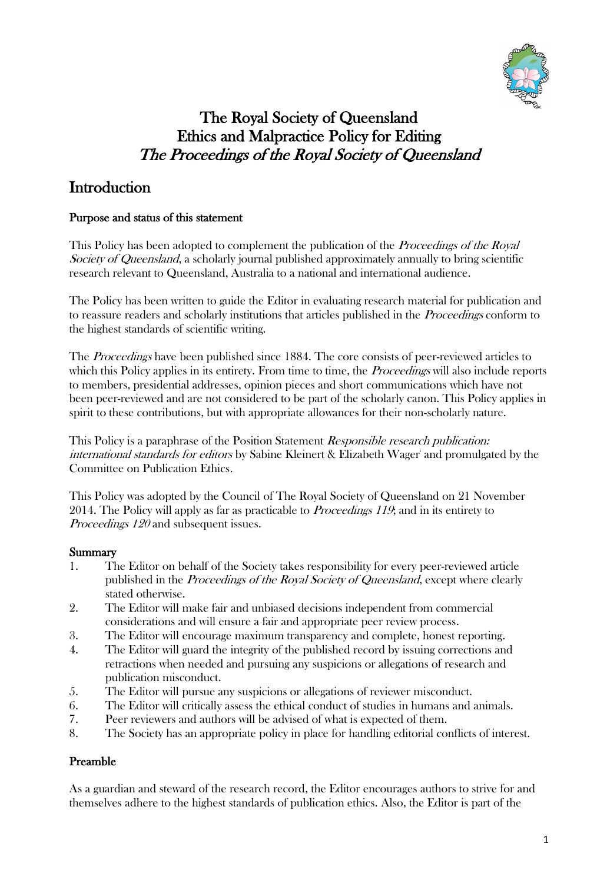# The Royal Society of Queensland
# Ethics and Malpractice Policy for Editing
# *The Proceedings of the Royal Society of Queensland*

## Introduction

### Purpose and status of this statement

This Policy has been adopted to complement the publication of the *Proceedings of the Royal Society of Queensland*, a scholarly journal published approximately annually to bring scientific research relevant to Queensland, Australia to a national and international audience.

The Policy has been written to guide the Editor in evaluating research material for publication and to reassure readers and scholarly institutions that articles published in the *Proceedings* conform to the highest standards of scientific writing.

The *Proceedings* have been published since 1884. The core consists of peer-reviewed articles to which this Policy applies in its entirety. From time to time, the *Proceedings* will also include reports to members, presidential addresses, opinion pieces and short communications which have not been peer-reviewed and are not considered to be part of the scholarly canon. This Policy applies in spirit to these contributions, but with appropriate allowances for their non-scholarly nature.

This Policy is a paraphrase of the Position Statement *Responsible research publication: international standards for editors* by Sabine Kleinert & Elizabeth Wager[i] and promulgated by the Committee on Publication Ethics.

This Policy was adopted by the Council of The Royal Society of Queensland on 21 November 2014. The Policy will apply as far as practicable to *Proceedings 119*; and in its entirety to *Proceedings 120* and subsequent issues.

### Summary

1. The Editor on behalf of the Society takes responsibility for every peer-reviewed article published in the *Proceedings of the Royal Society of Queensland*, except where clearly stated otherwise.
2. The Editor will make fair and unbiased decisions independent from commercial considerations and will ensure a fair and appropriate peer review process.
3. The Editor will encourage maximum transparency and complete, honest reporting.
4. The Editor will guard the integrity of the published record by issuing corrections and retractions when needed and pursuing any suspicions or allegations of research and publication misconduct.
5. The Editor will pursue any suspicions or allegations of reviewer misconduct.
6. The Editor will critically assess the ethical conduct of studies in humans and animals.
7. Peer reviewers and authors will be advised of what is expected of them.
8. The Society has an appropriate policy in place for handling editorial conflicts of interest.

### Preamble

As a guardian and steward of the research record, the Editor encourages authors to strive for and themselves adhere to the highest standards of publication ethics. Also, the Editor is part of the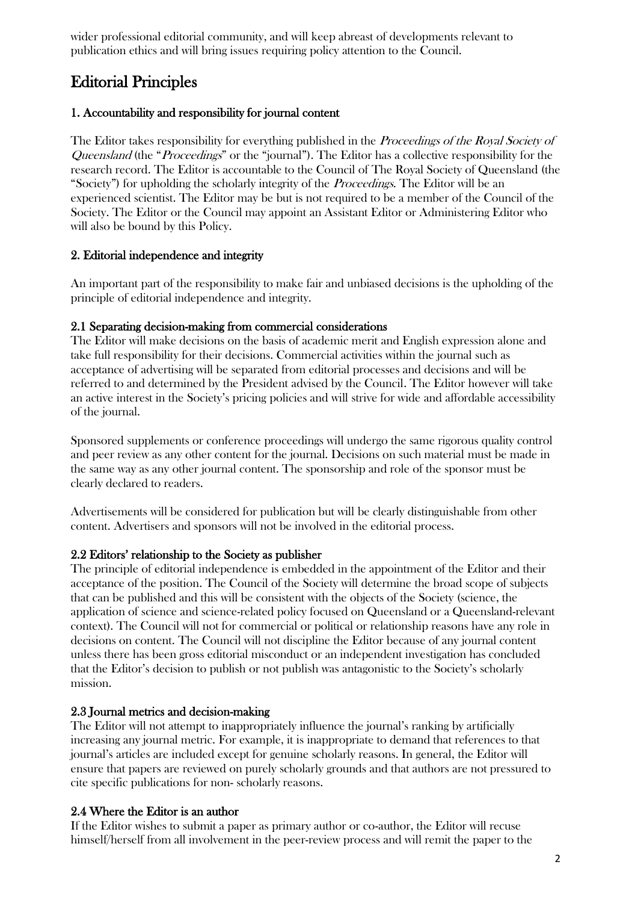wider professional editorial community, and will keep abreast of developments relevant to publication ethics and will bring issues requiring policy attention to the Council.

## Editorial Principles

### 1. Accountability and responsibility for journal content

The Editor takes responsibility for everything published in the *Proceedings of the Royal Society of Queensland* (the "*Proceedings*" or the "journal"). The Editor has a collective responsibility for the research record. The Editor is accountable to the Council of The Royal Society of Queensland (the "Society") for upholding the scholarly integrity of the *Proceedings*. The Editor will be an experienced scientist. The Editor may be but is not required to be a member of the Council of the Society. The Editor or the Council may appoint an Assistant Editor or Administering Editor who will also be bound by this Policy.

### 2. Editorial independence and integrity

An important part of the responsibility to make fair and unbiased decisions is the upholding of the principle of editorial independence and integrity.

#### 2.1 Separating decision-making from commercial considerations

The Editor will make decisions on the basis of academic merit and English expression alone and take full responsibility for their decisions. Commercial activities within the journal such as acceptance of advertising will be separated from editorial processes and decisions and will be referred to and determined by the President advised by the Council. The Editor however will take an active interest in the Society's pricing policies and will strive for wide and affordable accessibility of the journal.

Sponsored supplements or conference proceedings will undergo the same rigorous quality control and peer review as any other content for the journal. Decisions on such material must be made in the same way as any other journal content. The sponsorship and role of the sponsor must be clearly declared to readers.

Advertisements will be considered for publication but will be clearly distinguishable from other content. Advertisers and sponsors will not be involved in the editorial process.

#### 2.2 Editors' relationship to the Society as publisher

The principle of editorial independence is embedded in the appointment of the Editor and their acceptance of the position. The Council of the Society will determine the broad scope of subjects that can be published and this will be consistent with the objects of the Society (science, the application of science and science-related policy focused on Queensland or a Queensland-relevant context). The Council will not for commercial or political or relationship reasons have any role in decisions on content. The Council will not discipline the Editor because of any journal content unless there has been gross editorial misconduct or an independent investigation has concluded that the Editor's decision to publish or not publish was antagonistic to the Society's scholarly mission.

#### 2.3 Journal metrics and decision-making

The Editor will not attempt to inappropriately influence the journal's ranking by artificially increasing any journal metric. For example, it is inappropriate to demand that references to that journal's articles are included except for genuine scholarly reasons. In general, the Editor will ensure that papers are reviewed on purely scholarly grounds and that authors are not pressured to cite specific publications for non- scholarly reasons.

#### 2.4 Where the Editor is an author

If the Editor wishes to submit a paper as primary author or co-author, the Editor will recuse himself/herself from all involvement in the peer-review process and will remit the paper to the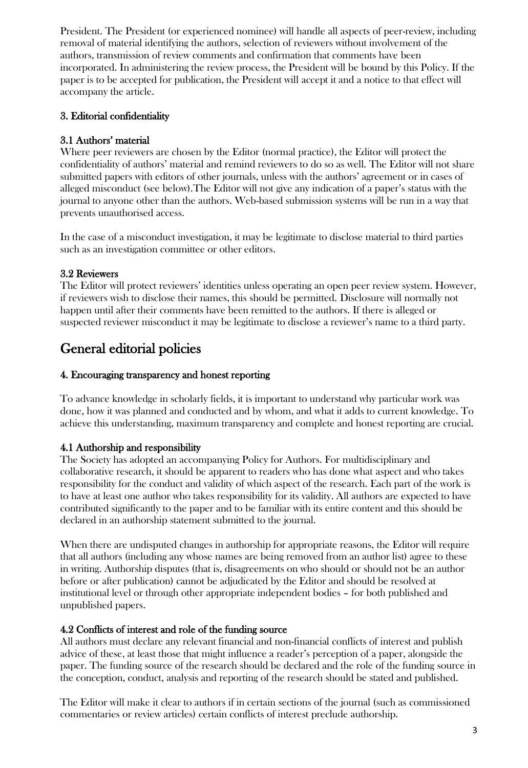President. The President (or experienced nominee) will handle all aspects of peer-review, including removal of material identifying the authors, selection of reviewers without involvement of the authors, transmission of review comments and confirmation that comments have been incorporated. In administering the review process, the President will be bound by this Policy. If the paper is to be accepted for publication, the President will accept it and a notice to that effect will accompany the article.

### 3. Editorial confidentiality

#### 3.1 Authors' material

Where peer reviewers are chosen by the Editor (normal practice), the Editor will protect the confidentiality of authors' material and remind reviewers to do so as well. The Editor will not share submitted papers with editors of other journals, unless with the authors' agreement or in cases of alleged misconduct (see below).The Editor will not give any indication of a paper's status with the journal to anyone other than the authors. Web-based submission systems will be run in a way that prevents unauthorised access.

In the case of a misconduct investigation, it may be legitimate to disclose material to third parties such as an investigation committee or other editors.

#### 3.2 Reviewers

The Editor will protect reviewers' identities unless operating an open peer review system. However, if reviewers wish to disclose their names, this should be permitted. Disclosure will normally not happen until after their comments have been remitted to the authors. If there is alleged or suspected reviewer misconduct it may be legitimate to disclose a reviewer's name to a third party.

## General editorial policies

### 4. Encouraging transparency and honest reporting

To advance knowledge in scholarly fields, it is important to understand why particular work was done, how it was planned and conducted and by whom, and what it adds to current knowledge. To achieve this understanding, maximum transparency and complete and honest reporting are crucial.

#### 4.1 Authorship and responsibility

The Society has adopted an accompanying Policy for Authors. For multidisciplinary and collaborative research, it should be apparent to readers who has done what aspect and who takes responsibility for the conduct and validity of which aspect of the research. Each part of the work is to have at least one author who takes responsibility for its validity. All authors are expected to have contributed significantly to the paper and to be familiar with its entire content and this should be declared in an authorship statement submitted to the journal.

When there are undisputed changes in authorship for appropriate reasons, the Editor will require that all authors (including any whose names are being removed from an author list) agree to these in writing. Authorship disputes (that is, disagreements on who should or should not be an author before or after publication) cannot be adjudicated by the Editor and should be resolved at institutional level or through other appropriate independent bodies – for both published and unpublished papers.

#### 4.2 Conflicts of interest and role of the funding source

All authors must declare any relevant financial and non-financial conflicts of interest and publish advice of these, at least those that might influence a reader's perception of a paper, alongside the paper. The funding source of the research should be declared and the role of the funding source in the conception, conduct, analysis and reporting of the research should be stated and published.

The Editor will make it clear to authors if in certain sections of the journal (such as commissioned commentaries or review articles) certain conflicts of interest preclude authorship.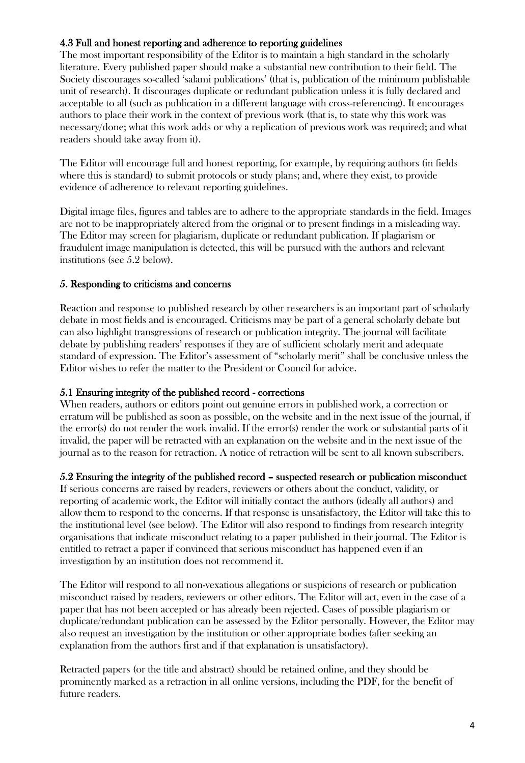### 4.3 Full and honest reporting and adherence to reporting guidelines

The most important responsibility of the Editor is to maintain a high standard in the scholarly literature. Every published paper should make a substantial new contribution to their field. The Society discourages so-called 'salami publications' (that is, publication of the minimum publishable unit of research). It discourages duplicate or redundant publication unless it is fully declared and acceptable to all (such as publication in a different language with cross-referencing). It encourages authors to place their work in the context of previous work (that is, to state why this work was necessary/done; what this work adds or why a replication of previous work was required; and what readers should take away from it).

The Editor will encourage full and honest reporting, for example, by requiring authors (in fields where this is standard) to submit protocols or study plans; and, where they exist, to provide evidence of adherence to relevant reporting guidelines.

Digital image files, figures and tables are to adhere to the appropriate standards in the field. Images are not to be inappropriately altered from the original or to present findings in a misleading way. The Editor may screen for plagiarism, duplicate or redundant publication. If plagiarism or fraudulent image manipulation is detected, this will be pursued with the authors and relevant institutions (see 5.2 below).

## 5. Responding to criticisms and concerns

Reaction and response to published research by other researchers is an important part of scholarly debate in most fields and is encouraged. Criticisms may be part of a general scholarly debate but can also highlight transgressions of research or publication integrity. The journal will facilitate debate by publishing readers' responses if they are of sufficient scholarly merit and adequate standard of expression. The Editor's assessment of "scholarly merit" shall be conclusive unless the Editor wishes to refer the matter to the President or Council for advice.

### 5.1 Ensuring integrity of the published record - corrections

When readers, authors or editors point out genuine errors in published work, a correction or erratum will be published as soon as possible, on the website and in the next issue of the journal, if the error(s) do not render the work invalid. If the error(s) render the work or substantial parts of it invalid, the paper will be retracted with an explanation on the website and in the next issue of the journal as to the reason for retraction. A notice of retraction will be sent to all known subscribers.

### 5.2 Ensuring the integrity of the published record – suspected research or publication misconduct

If serious concerns are raised by readers, reviewers or others about the conduct, validity, or reporting of academic work, the Editor will initially contact the authors (ideally all authors) and allow them to respond to the concerns. If that response is unsatisfactory, the Editor will take this to the institutional level (see below). The Editor will also respond to findings from research integrity organisations that indicate misconduct relating to a paper published in their journal. The Editor is entitled to retract a paper if convinced that serious misconduct has happened even if an investigation by an institution does not recommend it.

The Editor will respond to all non-vexatious allegations or suspicions of research or publication misconduct raised by readers, reviewers or other editors. The Editor will act, even in the case of a paper that has not been accepted or has already been rejected. Cases of possible plagiarism or duplicate/redundant publication can be assessed by the Editor personally. However, the Editor may also request an investigation by the institution or other appropriate bodies (after seeking an explanation from the authors first and if that explanation is unsatisfactory).

Retracted papers (or the title and abstract) should be retained online, and they should be prominently marked as a retraction in all online versions, including the PDF, for the benefit of future readers.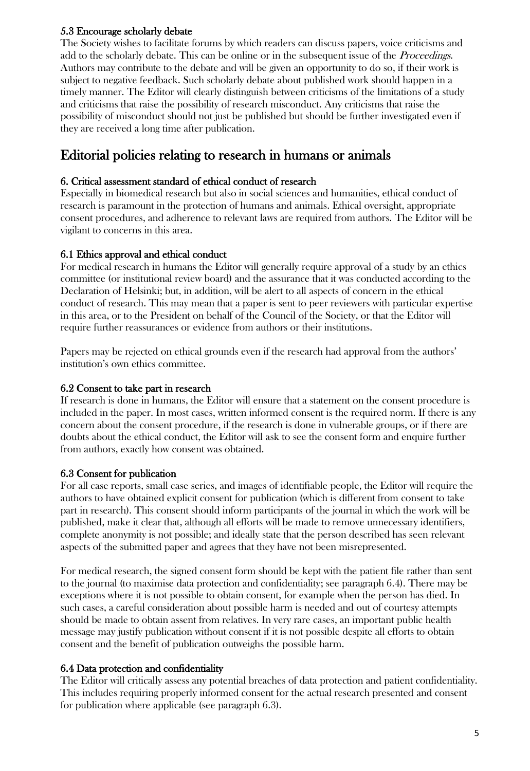#### 5.3 Encourage scholarly debate

The Society wishes to facilitate forums by which readers can discuss papers, voice criticisms and add to the scholarly debate. This can be online or in the subsequent issue of the *Proceedings*. Authors may contribute to the debate and will be given an opportunity to do so, if their work is subject to negative feedback. Such scholarly debate about published work should happen in a timely manner. The Editor will clearly distinguish between criticisms of the limitations of a study and criticisms that raise the possibility of research misconduct. Any criticisms that raise the possibility of misconduct should not just be published but should be further investigated even if they are received a long time after publication.

## Editorial policies relating to research in humans or animals

#### 6. Critical assessment standard of ethical conduct of research

Especially in biomedical research but also in social sciences and humanities, ethical conduct of research is paramount in the protection of humans and animals. Ethical oversight, appropriate consent procedures, and adherence to relevant laws are required from authors. The Editor will be vigilant to concerns in this area.

#### 6.1 Ethics approval and ethical conduct

For medical research in humans the Editor will generally require approval of a study by an ethics committee (or institutional review board) and the assurance that it was conducted according to the Declaration of Helsinki; but, in addition, will be alert to all aspects of concern in the ethical conduct of research. This may mean that a paper is sent to peer reviewers with particular expertise in this area, or to the President on behalf of the Council of the Society, or that the Editor will require further reassurances or evidence from authors or their institutions.

Papers may be rejected on ethical grounds even if the research had approval from the authors' institution's own ethics committee.

#### 6.2 Consent to take part in research

If research is done in humans, the Editor will ensure that a statement on the consent procedure is included in the paper. In most cases, written informed consent is the required norm. If there is any concern about the consent procedure, if the research is done in vulnerable groups, or if there are doubts about the ethical conduct, the Editor will ask to see the consent form and enquire further from authors, exactly how consent was obtained.

#### 6.3 Consent for publication

For all case reports, small case series, and images of identifiable people, the Editor will require the authors to have obtained explicit consent for publication (which is different from consent to take part in research). This consent should inform participants of the journal in which the work will be published, make it clear that, although all efforts will be made to remove unnecessary identifiers, complete anonymity is not possible; and ideally state that the person described has seen relevant aspects of the submitted paper and agrees that they have not been misrepresented.

For medical research, the signed consent form should be kept with the patient file rather than sent to the journal (to maximise data protection and confidentiality; see paragraph 6.4). There may be exceptions where it is not possible to obtain consent, for example when the person has died. In such cases, a careful consideration about possible harm is needed and out of courtesy attempts should be made to obtain assent from relatives. In very rare cases, an important public health message may justify publication without consent if it is not possible despite all efforts to obtain consent and the benefit of publication outweighs the possible harm.

#### 6.4 Data protection and confidentiality

The Editor will critically assess any potential breaches of data protection and patient confidentiality. This includes requiring properly informed consent for the actual research presented and consent for publication where applicable (see paragraph 6.3).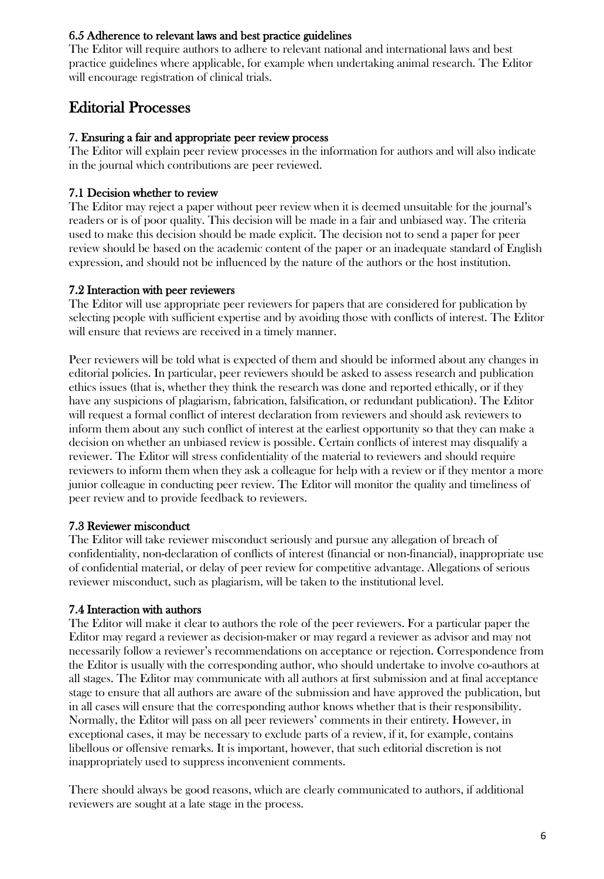### 6.5 Adherence to relevant laws and best practice guidelines

The Editor will require authors to adhere to relevant national and international laws and best practice guidelines where applicable, for example when undertaking animal research. The Editor will encourage registration of clinical trials.

## Editorial Processes

### 7. Ensuring a fair and appropriate peer review process

The Editor will explain peer review processes in the information for authors and will also indicate in the journal which contributions are peer reviewed.

### 7.1 Decision whether to review

The Editor may reject a paper without peer review when it is deemed unsuitable for the journal's readers or is of poor quality. This decision will be made in a fair and unbiased way. The criteria used to make this decision should be made explicit. The decision not to send a paper for peer review should be based on the academic content of the paper or an inadequate standard of English expression, and should not be influenced by the nature of the authors or the host institution.

### 7.2 Interaction with peer reviewers

The Editor will use appropriate peer reviewers for papers that are considered for publication by selecting people with sufficient expertise and by avoiding those with conflicts of interest. The Editor will ensure that reviews are received in a timely manner.

Peer reviewers will be told what is expected of them and should be informed about any changes in editorial policies. In particular, peer reviewers should be asked to assess research and publication ethics issues (that is, whether they think the research was done and reported ethically, or if they have any suspicions of plagiarism, fabrication, falsification, or redundant publication). The Editor will request a formal conflict of interest declaration from reviewers and should ask reviewers to inform them about any such conflict of interest at the earliest opportunity so that they can make a decision on whether an unbiased review is possible. Certain conflicts of interest may disqualify a reviewer. The Editor will stress confidentiality of the material to reviewers and should require reviewers to inform them when they ask a colleague for help with a review or if they mentor a more junior colleague in conducting peer review. The Editor will monitor the quality and timeliness of peer review and to provide feedback to reviewers.

### 7.3 Reviewer misconduct

The Editor will take reviewer misconduct seriously and pursue any allegation of breach of confidentiality, non-declaration of conflicts of interest (financial or non-financial), inappropriate use of confidential material, or delay of peer review for competitive advantage. Allegations of serious reviewer misconduct, such as plagiarism, will be taken to the institutional level.

### 7.4 Interaction with authors

The Editor will make it clear to authors the role of the peer reviewers. For a particular paper the Editor may regard a reviewer as decision-maker or may regard a reviewer as advisor and may not necessarily follow a reviewer's recommendations on acceptance or rejection. Correspondence from the Editor is usually with the corresponding author, who should undertake to involve co-authors at all stages. The Editor may communicate with all authors at first submission and at final acceptance stage to ensure that all authors are aware of the submission and have approved the publication, but in all cases will ensure that the corresponding author knows whether that is their responsibility. Normally, the Editor will pass on all peer reviewers' comments in their entirety. However, in exceptional cases, it may be necessary to exclude parts of a review, if it, for example, contains libellous or offensive remarks. It is important, however, that such editorial discretion is not inappropriately used to suppress inconvenient comments.

There should always be good reasons, which are clearly communicated to authors, if additional reviewers are sought at a late stage in the process.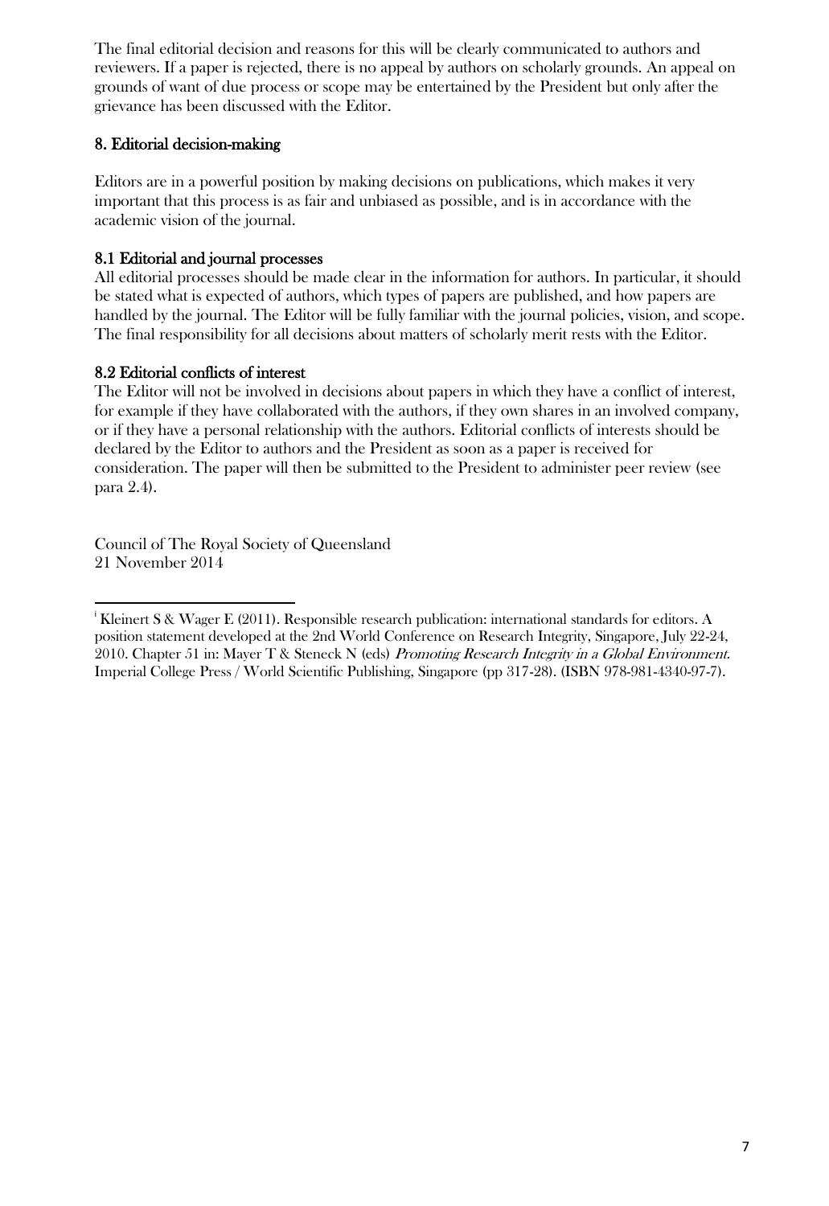The final editorial decision and reasons for this will be clearly communicated to authors and reviewers. If a paper is rejected, there is no appeal by authors on scholarly grounds. An appeal on grounds of want of due process or scope may be entertained by the President but only after the grievance has been discussed with the Editor.

## 8. Editorial decision-making

Editors are in a powerful position by making decisions on publications, which makes it very important that this process is as fair and unbiased as possible, and is in accordance with the academic vision of the journal.

### 8.1 Editorial and journal processes

All editorial processes should be made clear in the information for authors. In particular, it should be stated what is expected of authors, which types of papers are published, and how papers are handled by the journal. The Editor will be fully familiar with the journal policies, vision, and scope. The final responsibility for all decisions about matters of scholarly merit rests with the Editor.

### 8.2 Editorial conflicts of interest

The Editor will not be involved in decisions about papers in which they have a conflict of interest, for example if they have collaborated with the authors, if they own shares in an involved company, or if they have a personal relationship with the authors. Editorial conflicts of interests should be declared by the Editor to authors and the President as soon as a paper is received for consideration. The paper will then be submitted to the President to administer peer review (see para 2.4).

Council of The Royal Society of Queensland
21 November 2014

---

[i] Kleinert S & Wager E (2011). Responsible research publication: international standards for editors. A position statement developed at the 2nd World Conference on Research Integrity, Singapore, July 22-24, 2010. Chapter 51 in: Mayer T & Steneck N (eds) *Promoting Research Integrity in a Global Environment.* Imperial College Press / World Scientific Publishing, Singapore (pp 317-28). (ISBN 978-981-4340-97-7).